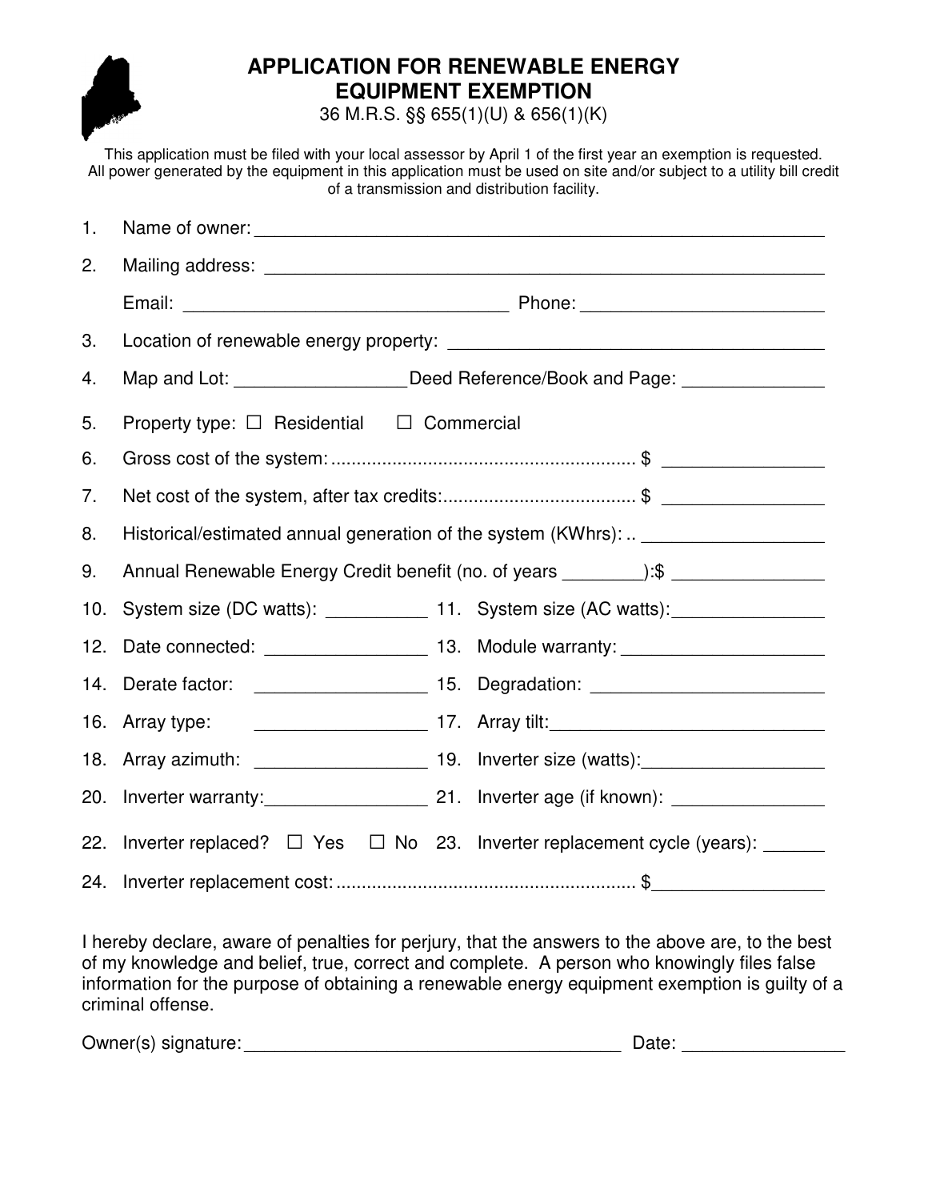# APPLICATION FOR RENEWABLE ENERGY EQUIPMENT EXEMPTION

36 M.R.S. §§ 655(1)(U) & 656(1)(K)

This application must be filed with your local assessor by April 1 of the first year an exemption is requested. All power generated by the equipment in this application must be used on site and/or subject to a utility bill credit of a transmission and distribution facility.

1. Name of owner: ____________________________________________________________
2. Mailing address: ___________________________________________________________

   Email: _________________________________ Phone: _________________________
3. Location of renewable energy property: ______________________________________
4. Map and Lot: _________________ Deed Reference/Book and Page: ______________
5. Property type: ☐ Residential ☐ Commercial
6. Gross cost of the system: .......................................................... $ ________________
7. Net cost of the system, after tax credits:...................................... $ ________________
8. Historical/estimated annual generation of the system (KWhrs): .. __________________
9. Annual Renewable Energy Credit benefit (no. of years ________):$ _______________
10. System size (DC watts): __________
11. System size (AC watts):_______________
12. Date connected: ________________
13. Module warranty: ____________________
14. Derate factor: _________________
15. Degradation: _______________________
16. Array type: _________________
17. Array tilt:____________________________
18. Array azimuth: _________________
19. Inverter size (watts):__________________
20. Inverter warranty:________________
21. Inverter age (if known): _______________
22. Inverter replaced? ☐ Yes ☐ No
23. Inverter replacement cycle (years): ______
24. Inverter replacement cost: .......................................................... $_________________

I hereby declare, aware of penalties for perjury, that the answers to the above are, to the best of my knowledge and belief, true, correct and complete. A person who knowingly files false information for the purpose of obtaining a renewable energy equipment exemption is guilty of a criminal offense.

Owner(s) signature:_______________________________________ Date: ________________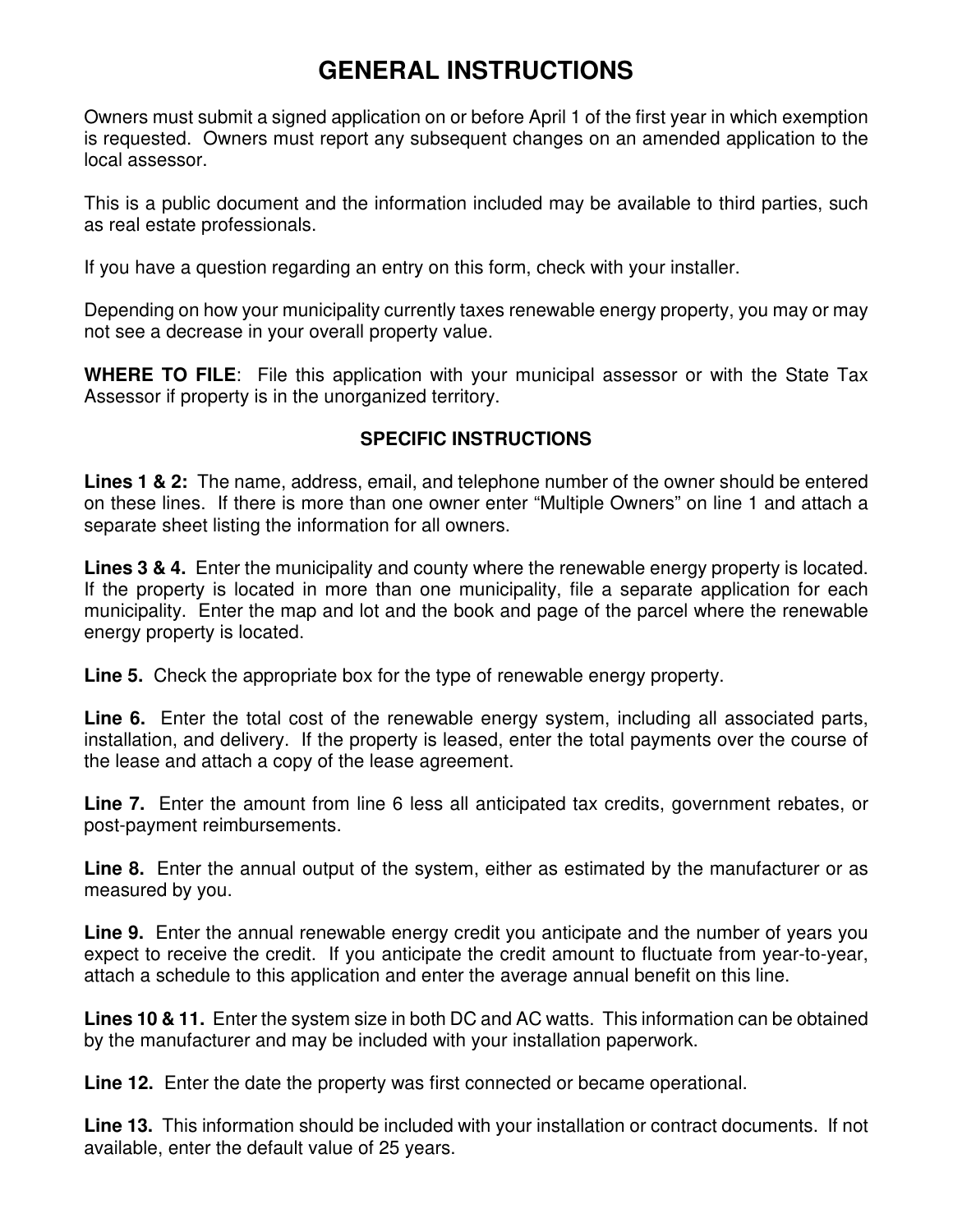# GENERAL INSTRUCTIONS

Owners must submit a signed application on or before April 1 of the first year in which exemption is requested. Owners must report any subsequent changes on an amended application to the local assessor.

This is a public document and the information included may be available to third parties, such as real estate professionals.

If you have a question regarding an entry on this form, check with your installer.

Depending on how your municipality currently taxes renewable energy property, you may or may not see a decrease in your overall property value.

**WHERE TO FILE**: File this application with your municipal assessor or with the State Tax Assessor if property is in the unorganized territory.

## SPECIFIC INSTRUCTIONS

**Lines 1 & 2:** The name, address, email, and telephone number of the owner should be entered on these lines. If there is more than one owner enter "Multiple Owners" on line 1 and attach a separate sheet listing the information for all owners.

**Lines 3 & 4.** Enter the municipality and county where the renewable energy property is located. If the property is located in more than one municipality, file a separate application for each municipality. Enter the map and lot and the book and page of the parcel where the renewable energy property is located.

**Line 5.** Check the appropriate box for the type of renewable energy property.

**Line 6.** Enter the total cost of the renewable energy system, including all associated parts, installation, and delivery. If the property is leased, enter the total payments over the course of the lease and attach a copy of the lease agreement.

**Line 7.** Enter the amount from line 6 less all anticipated tax credits, government rebates, or post-payment reimbursements.

**Line 8.** Enter the annual output of the system, either as estimated by the manufacturer or as measured by you.

**Line 9.** Enter the annual renewable energy credit you anticipate and the number of years you expect to receive the credit. If you anticipate the credit amount to fluctuate from year-to-year, attach a schedule to this application and enter the average annual benefit on this line.

**Lines 10 & 11.** Enter the system size in both DC and AC watts. This information can be obtained by the manufacturer and may be included with your installation paperwork.

**Line 12.** Enter the date the property was first connected or became operational.

**Line 13.** This information should be included with your installation or contract documents. If not available, enter the default value of 25 years.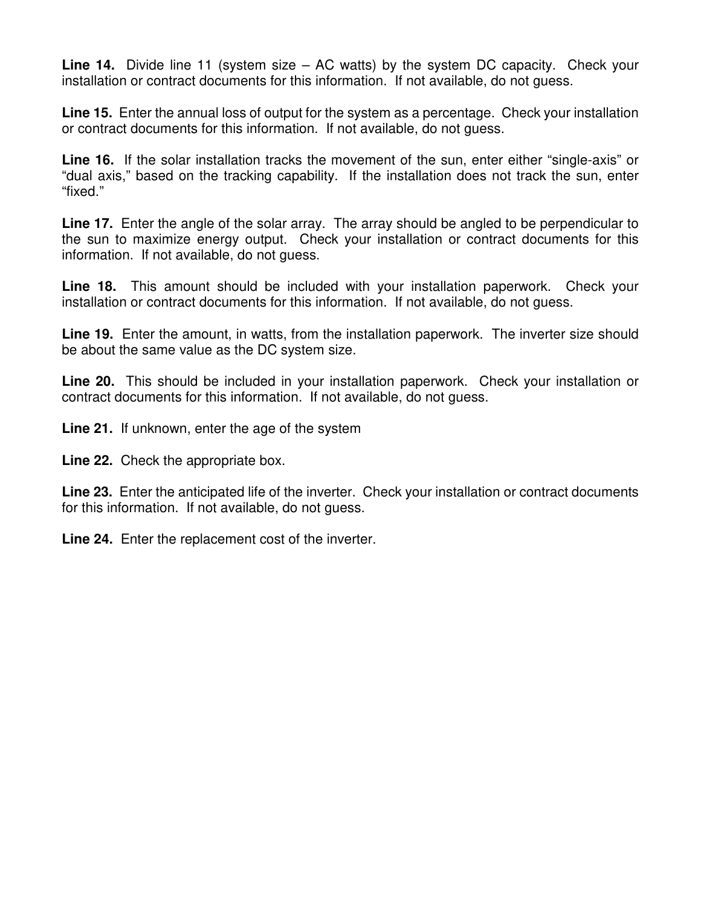**Line 14.** Divide line 11 (system size – AC watts) by the system DC capacity. Check your installation or contract documents for this information. If not available, do not guess.

**Line 15.** Enter the annual loss of output for the system as a percentage. Check your installation or contract documents for this information. If not available, do not guess.

**Line 16.** If the solar installation tracks the movement of the sun, enter either "single-axis" or "dual axis," based on the tracking capability. If the installation does not track the sun, enter "fixed."

**Line 17.** Enter the angle of the solar array. The array should be angled to be perpendicular to the sun to maximize energy output. Check your installation or contract documents for this information. If not available, do not guess.

**Line 18.** This amount should be included with your installation paperwork. Check your installation or contract documents for this information. If not available, do not guess.

**Line 19.** Enter the amount, in watts, from the installation paperwork. The inverter size should be about the same value as the DC system size.

**Line 20.** This should be included in your installation paperwork. Check your installation or contract documents for this information. If not available, do not guess.

**Line 21.** If unknown, enter the age of the system

**Line 22.** Check the appropriate box.

**Line 23.** Enter the anticipated life of the inverter. Check your installation or contract documents for this information. If not available, do not guess.

**Line 24.** Enter the replacement cost of the inverter.